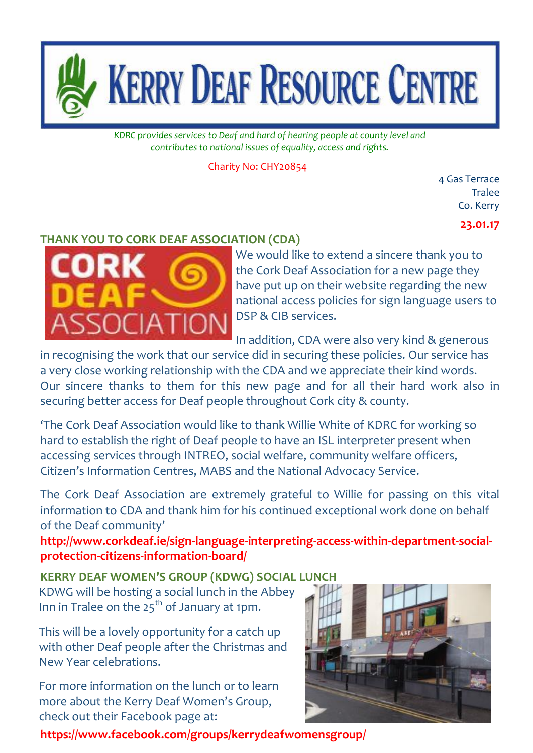# KERRY DEAF RESOURCE CENTRE

*KDRC provides services to Deaf and hard of hearing people at county level and contributes to national issues of equality, access and rights.*

Charity No: CHY20854

4 Gas Terrace
Tralee
Co. Kerry

**23.01.17**

## THANK YOU TO CORK DEAF ASSOCIATION (CDA)

We would like to extend a sincere thank you to the Cork Deaf Association for a new page they have put up on their website regarding the new national access policies for sign language users to DSP & CIB services.

In addition, CDA were also very kind & generous in recognising the work that our service did in securing these policies. Our service has a very close working relationship with the CDA and we appreciate their kind words. Our sincere thanks to them for this new page and for all their hard work also in securing better access for Deaf people throughout Cork city & county.

'The Cork Deaf Association would like to thank Willie White of KDRC for working so hard to establish the right of Deaf people to have an ISL interpreter present when accessing services through INTREO, social welfare, community welfare officers, Citizen's Information Centres, MABS and the National Advocacy Service.

The Cork Deaf Association are extremely grateful to Willie for passing on this vital information to CDA and thank him for his continued exceptional work done on behalf of the Deaf community'

**http://www.corkdeaf.ie/sign-language-interpreting-access-within-department-social-protection-citizens-information-board/**

## KERRY DEAF WOMEN'S GROUP (KDWG) SOCIAL LUNCH

KDWG will be hosting a social lunch in the Abbey Inn in Tralee on the 25th of January at 1pm.

This will be a lovely opportunity for a catch up with other Deaf people after the Christmas and New Year celebrations.

For more information on the lunch or to learn more about the Kerry Deaf Women's Group, check out their Facebook page at:

**https://www.facebook.com/groups/kerrydeafwomensgroup/**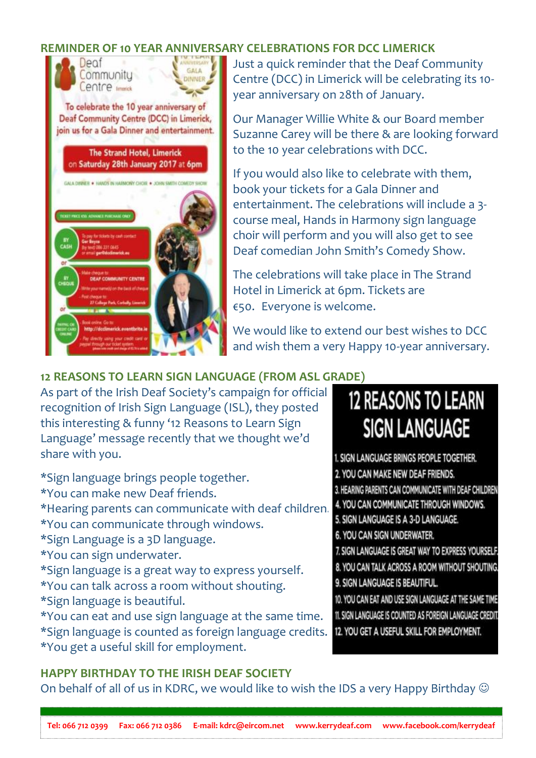## REMINDER OF 10 YEAR ANNIVERSARY CELEBRATIONS FOR DCC LIMERICK

Just a quick reminder that the Deaf Community Centre (DCC) in Limerick will be celebrating its 10-year anniversary on 28th of January.

Our Manager Willie White & our Board member Suzanne Carey will be there & are looking forward to the 10 year celebrations with DCC.

If you would also like to celebrate with them, book your tickets for a Gala Dinner and entertainment. The celebrations will include a 3-course meal, Hands in Harmony sign language choir will perform and you will also get to see Deaf comedian John Smith's Comedy Show.

The celebrations will take place in The Strand Hotel in Limerick at 6pm. Tickets are €50. Everyone is welcome.

We would like to extend our best wishes to DCC and wish them a very Happy 10-year anniversary.

## 12 REASONS TO LEARN SIGN LANGUAGE (FROM ASL GRADE)

As part of the Irish Deaf Society's campaign for official recognition of Irish Sign Language (ISL), they posted this interesting & funny '12 Reasons to Learn Sign Language' message recently that we thought we'd share with you.

*Sign language brings people together.
*You can make new Deaf friends.
*Hearing parents can communicate with deaf children.
*You can communicate through windows.
*Sign Language is a 3D language.
*You can sign underwater.
*Sign language is a great way to express yourself.
*You can talk across a room without shouting.
*Sign language is beautiful.
*You can eat and use sign language at the same time.
*Sign language is counted as foreign language credits.
*You get a useful skill for employment.

## HAPPY BIRTHDAY TO THE IRISH DEAF SOCIETY

On behalf of all of us in KDRC, we would like to wish the IDS a very Happy Birthday ☺

Tel: 066 712 0399 Fax: 066 712 0386 E-mail: kdrc@eircom.net www.kerrydeaf.com www.facebook.com/kerrydeaf